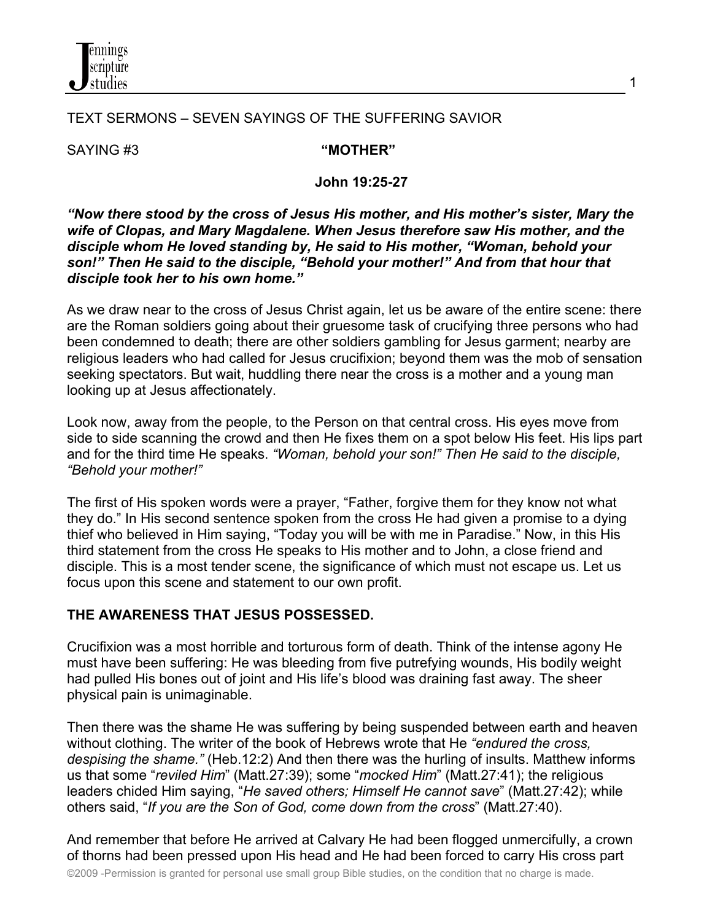TEXT SERMONS – SEVEN SAYINGS OF THE SUFFERING SAVIOR

SAYING #3 **"MOTHER"**

**John 19:25-27**

***"Now there stood by the cross of Jesus His mother, and His mother's sister, Mary the wife of Clopas, and Mary Magdalene. When Jesus therefore saw His mother, and the disciple whom He loved standing by, He said to His mother, "Woman, behold your son!" Then He said to the disciple, "Behold your mother!" And from that hour that disciple took her to his own home."***

As we draw near to the cross of Jesus Christ again, let us be aware of the entire scene: there are the Roman soldiers going about their gruesome task of crucifying three persons who had been condemned to death; there are other soldiers gambling for Jesus garment; nearby are religious leaders who had called for Jesus crucifixion; beyond them was the mob of sensation seeking spectators. But wait, huddling there near the cross is a mother and a young man looking up at Jesus affectionately.

Look now, away from the people, to the Person on that central cross. His eyes move from side to side scanning the crowd and then He fixes them on a spot below His feet. His lips part and for the third time He speaks. *"Woman, behold your son!" Then He said to the disciple, "Behold your mother!"*

The first of His spoken words were a prayer, "Father, forgive them for they know not what they do." In His second sentence spoken from the cross He had given a promise to a dying thief who believed in Him saying, "Today you will be with me in Paradise." Now, in this His third statement from the cross He speaks to His mother and to John, a close friend and disciple. This is a most tender scene, the significance of which must not escape us. Let us focus upon this scene and statement to our own profit.

**THE AWARENESS THAT JESUS POSSESSED.**

Crucifixion was a most horrible and torturous form of death. Think of the intense agony He must have been suffering: He was bleeding from five putrefying wounds, His bodily weight had pulled His bones out of joint and His life's blood was draining fast away. The sheer physical pain is unimaginable.

Then there was the shame He was suffering by being suspended between earth and heaven without clothing. The writer of the book of Hebrews wrote that He *"endured the cross, despising the shame."* (Heb.12:2) And then there was the hurling of insults. Matthew informs us that some "*reviled Him*" (Matt.27:39); some "*mocked Him*" (Matt.27:41); the religious leaders chided Him saying, "*He saved others; Himself He cannot save*" (Matt.27:42); while others said, "*If you are the Son of God, come down from the cross*" (Matt.27:40).

And remember that before He arrived at Calvary He had been flogged unmercifully, a crown of thorns had been pressed upon His head and He had been forced to carry His cross part

©2009 -Permission is granted for personal use small group Bible studies, on the condition that no charge is made.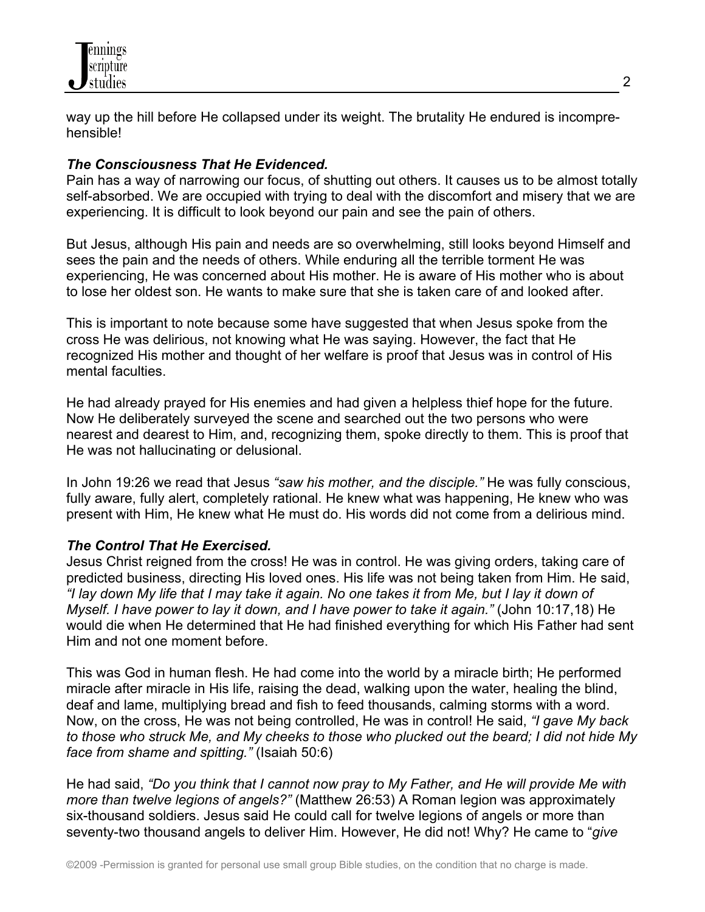way up the hill before He collapsed under its weight. The brutality He endured is incomprehensible!

***The Consciousness That He Evidenced.***

Pain has a way of narrowing our focus, of shutting out others. It causes us to be almost totally self-absorbed. We are occupied with trying to deal with the discomfort and misery that we are experiencing. It is difficult to look beyond our pain and see the pain of others.

But Jesus, although His pain and needs are so overwhelming, still looks beyond Himself and sees the pain and the needs of others. While enduring all the terrible torment He was experiencing, He was concerned about His mother. He is aware of His mother who is about to lose her oldest son. He wants to make sure that she is taken care of and looked after.

This is important to note because some have suggested that when Jesus spoke from the cross He was delirious, not knowing what He was saying. However, the fact that He recognized His mother and thought of her welfare is proof that Jesus was in control of His mental faculties.

He had already prayed for His enemies and had given a helpless thief hope for the future. Now He deliberately surveyed the scene and searched out the two persons who were nearest and dearest to Him, and, recognizing them, spoke directly to them. This is proof that He was not hallucinating or delusional.

In John 19:26 we read that Jesus *"saw his mother, and the disciple."* He was fully conscious, fully aware, fully alert, completely rational. He knew what was happening, He knew who was present with Him, He knew what He must do. His words did not come from a delirious mind.

***The Control That He Exercised.***

Jesus Christ reigned from the cross! He was in control. He was giving orders, taking care of predicted business, directing His loved ones. His life was not being taken from Him. He said, *"I lay down My life that I may take it again. No one takes it from Me, but I lay it down of Myself. I have power to lay it down, and I have power to take it again."* (John 10:17,18) He would die when He determined that He had finished everything for which His Father had sent Him and not one moment before.

This was God in human flesh. He had come into the world by a miracle birth; He performed miracle after miracle in His life, raising the dead, walking upon the water, healing the blind, deaf and lame, multiplying bread and fish to feed thousands, calming storms with a word. Now, on the cross, He was not being controlled, He was in control! He said, *"I gave My back to those who struck Me, and My cheeks to those who plucked out the beard; I did not hide My face from shame and spitting."* (Isaiah 50:6)

He had said, *"Do you think that I cannot now pray to My Father, and He will provide Me with more than twelve legions of angels?"* (Matthew 26:53) A Roman legion was approximately six-thousand soldiers. Jesus said He could call for twelve legions of angels or more than seventy-two thousand angels to deliver Him. However, He did not! Why? He came to "*give*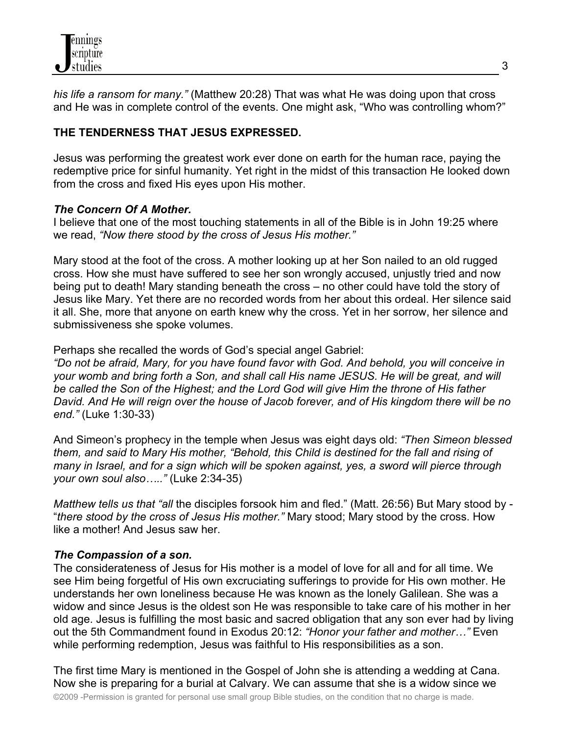*his life a ransom for many."* (Matthew 20:28) That was what He was doing upon that cross and He was in complete control of the events. One might ask, "Who was controlling whom?"

## THE TENDERNESS THAT JESUS EXPRESSED.

Jesus was performing the greatest work ever done on earth for the human race, paying the redemptive price for sinful humanity. Yet right in the midst of this transaction He looked down from the cross and fixed His eyes upon His mother.

### *The Concern Of A Mother.*

I believe that one of the most touching statements in all of the Bible is in John 19:25 where we read, *"Now there stood by the cross of Jesus His mother."*

Mary stood at the foot of the cross. A mother looking up at her Son nailed to an old rugged cross. How she must have suffered to see her son wrongly accused, unjustly tried and now being put to death! Mary standing beneath the cross – no other could have told the story of Jesus like Mary. Yet there are no recorded words from her about this ordeal. Her silence said it all. She, more that anyone on earth knew why the cross. Yet in her sorrow, her silence and submissiveness she spoke volumes.

Perhaps she recalled the words of God's special angel Gabriel:
*"Do not be afraid, Mary, for you have found favor with God. And behold, you will conceive in your womb and bring forth a Son, and shall call His name JESUS. He will be great, and will be called the Son of the Highest; and the Lord God will give Him the throne of His father David. And He will reign over the house of Jacob forever, and of His kingdom there will be no end."* (Luke 1:30-33)

And Simeon's prophecy in the temple when Jesus was eight days old: *"Then Simeon blessed them, and said to Mary His mother, "Behold, this Child is destined for the fall and rising of many in Israel, and for a sign which will be spoken against, yes, a sword will pierce through your own soul also….."* (Luke 2:34-35)

*Matthew tells us that "all* the disciples forsook him and fled." (Matt. 26:56) But Mary stood by - "*there stood by the cross of Jesus His mother."* Mary stood; Mary stood by the cross. How like a mother! And Jesus saw her.

### *The Compassion of a son.*

The considerateness of Jesus for His mother is a model of love for all and for all time. We see Him being forgetful of His own excruciating sufferings to provide for His own mother. He understands her own loneliness because He was known as the lonely Galilean. She was a widow and since Jesus is the oldest son He was responsible to take care of his mother in her old age. Jesus is fulfilling the most basic and sacred obligation that any son ever had by living out the 5th Commandment found in Exodus 20:12: *"Honor your father and mother…"* Even while performing redemption, Jesus was faithful to His responsibilities as a son.

The first time Mary is mentioned in the Gospel of John she is attending a wedding at Cana. Now she is preparing for a burial at Calvary. We can assume that she is a widow since we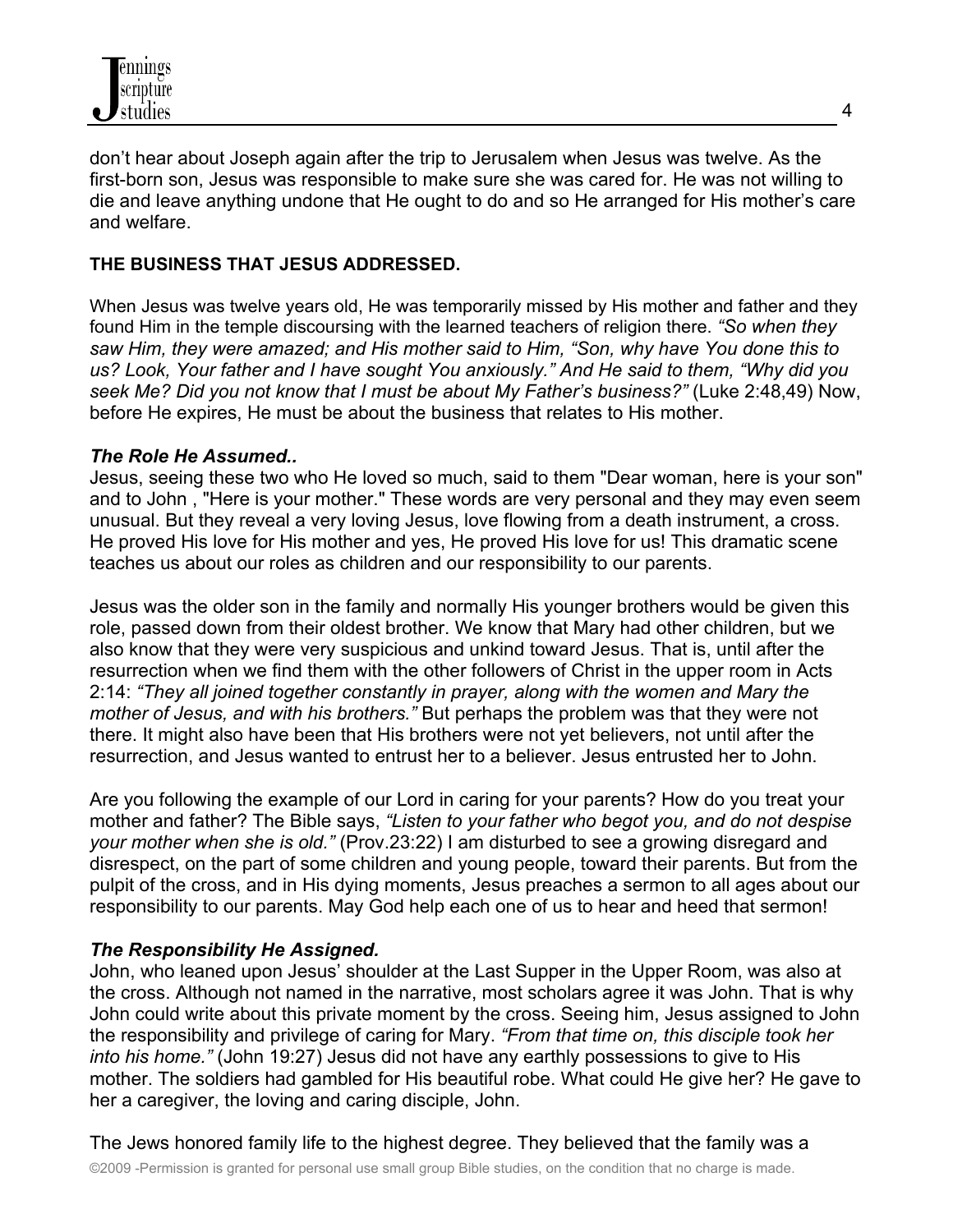don't hear about Joseph again after the trip to Jerusalem when Jesus was twelve. As the first-born son, Jesus was responsible to make sure she was cared for. He was not willing to die and leave anything undone that He ought to do and so He arranged for His mother's care and welfare.

**THE BUSINESS THAT JESUS ADDRESSED.**

When Jesus was twelve years old, He was temporarily missed by His mother and father and they found Him in the temple discoursing with the learned teachers of religion there. *"So when they saw Him, they were amazed; and His mother said to Him, "Son, why have You done this to us? Look, Your father and I have sought You anxiously." And He said to them, "Why did you seek Me? Did you not know that I must be about My Father's business?"* (Luke 2:48,49) Now, before He expires, He must be about the business that relates to His mother.

***The Role He Assumed..***

Jesus, seeing these two who He loved so much, said to them "Dear woman, here is your son" and to John , "Here is your mother." These words are very personal and they may even seem unusual. But they reveal a very loving Jesus, love flowing from a death instrument, a cross. He proved His love for His mother and yes, He proved His love for us! This dramatic scene teaches us about our roles as children and our responsibility to our parents.

Jesus was the older son in the family and normally His younger brothers would be given this role, passed down from their oldest brother. We know that Mary had other children, but we also know that they were very suspicious and unkind toward Jesus. That is, until after the resurrection when we find them with the other followers of Christ in the upper room in Acts 2:14: *"They all joined together constantly in prayer, along with the women and Mary the mother of Jesus, and with his brothers."* But perhaps the problem was that they were not there. It might also have been that His brothers were not yet believers, not until after the resurrection, and Jesus wanted to entrust her to a believer. Jesus entrusted her to John.

Are you following the example of our Lord in caring for your parents? How do you treat your mother and father? The Bible says, *"Listen to your father who begot you, and do not despise your mother when she is old."* (Prov.23:22) I am disturbed to see a growing disregard and disrespect, on the part of some children and young people, toward their parents. But from the pulpit of the cross, and in His dying moments, Jesus preaches a sermon to all ages about our responsibility to our parents. May God help each one of us to hear and heed that sermon!

***The Responsibility He Assigned.***

John, who leaned upon Jesus' shoulder at the Last Supper in the Upper Room, was also at the cross. Although not named in the narrative, most scholars agree it was John. That is why John could write about this private moment by the cross. Seeing him, Jesus assigned to John the responsibility and privilege of caring for Mary. *"From that time on, this disciple took her into his home."* (John 19:27) Jesus did not have any earthly possessions to give to His mother. The soldiers had gambled for His beautiful robe. What could He give her? He gave to her a caregiver, the loving and caring disciple, John.

The Jews honored family life to the highest degree. They believed that the family was a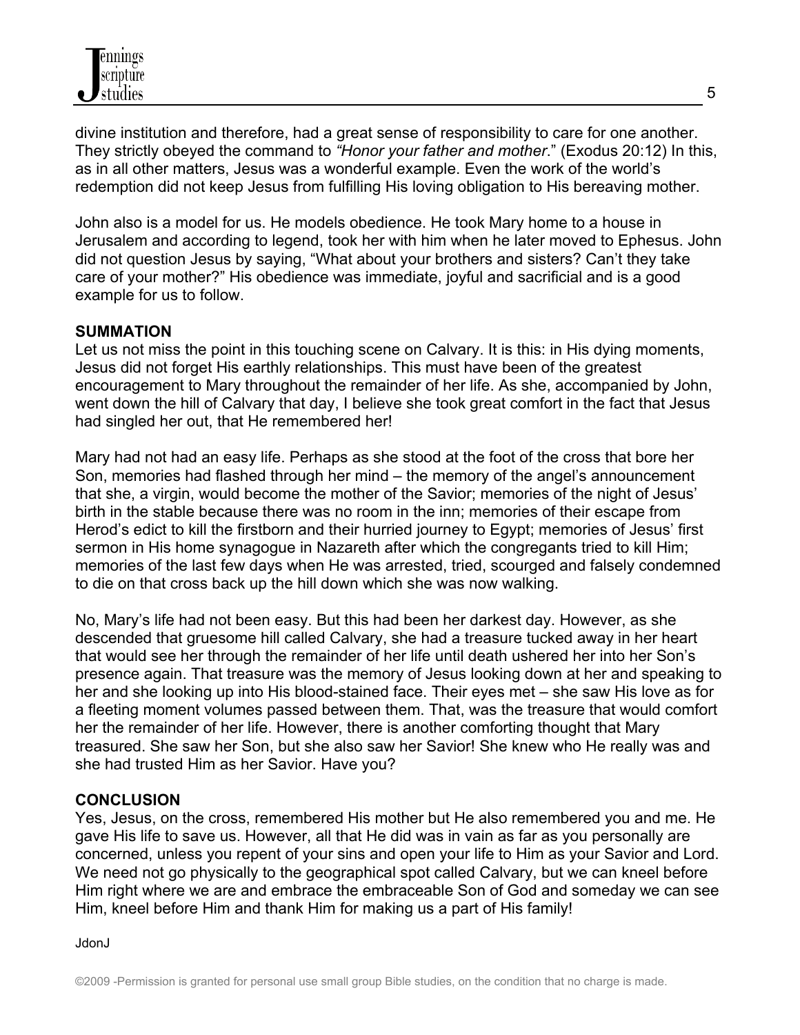divine institution and therefore, had a great sense of responsibility to care for one another. They strictly obeyed the command to *"Honor your father and mother*." (Exodus 20:12) In this, as in all other matters, Jesus was a wonderful example. Even the work of the world's redemption did not keep Jesus from fulfilling His loving obligation to His bereaving mother.

John also is a model for us. He models obedience. He took Mary home to a house in Jerusalem and according to legend, took her with him when he later moved to Ephesus. John did not question Jesus by saying, "What about your brothers and sisters? Can't they take care of your mother?" His obedience was immediate, joyful and sacrificial and is a good example for us to follow.

**SUMMATION**

Let us not miss the point in this touching scene on Calvary. It is this: in His dying moments, Jesus did not forget His earthly relationships. This must have been of the greatest encouragement to Mary throughout the remainder of her life. As she, accompanied by John, went down the hill of Calvary that day, I believe she took great comfort in the fact that Jesus had singled her out, that He remembered her!

Mary had not had an easy life. Perhaps as she stood at the foot of the cross that bore her Son, memories had flashed through her mind – the memory of the angel's announcement that she, a virgin, would become the mother of the Savior; memories of the night of Jesus' birth in the stable because there was no room in the inn; memories of their escape from Herod's edict to kill the firstborn and their hurried journey to Egypt; memories of Jesus' first sermon in His home synagogue in Nazareth after which the congregants tried to kill Him; memories of the last few days when He was arrested, tried, scourged and falsely condemned to die on that cross back up the hill down which she was now walking.

No, Mary's life had not been easy. But this had been her darkest day. However, as she descended that gruesome hill called Calvary, she had a treasure tucked away in her heart that would see her through the remainder of her life until death ushered her into her Son's presence again. That treasure was the memory of Jesus looking down at her and speaking to her and she looking up into His blood-stained face. Their eyes met – she saw His love as for a fleeting moment volumes passed between them. That, was the treasure that would comfort her the remainder of her life. However, there is another comforting thought that Mary treasured. She saw her Son, but she also saw her Savior! She knew who He really was and she had trusted Him as her Savior. Have you?

**CONCLUSION**

Yes, Jesus, on the cross, remembered His mother but He also remembered you and me. He gave His life to save us. However, all that He did was in vain as far as you personally are concerned, unless you repent of your sins and open your life to Him as your Savior and Lord. We need not go physically to the geographical spot called Calvary, but we can kneel before Him right where we are and embrace the embraceable Son of God and someday we can see Him, kneel before Him and thank Him for making us a part of His family!

JdonJ

©2009 -Permission is granted for personal use small group Bible studies, on the condition that no charge is made.